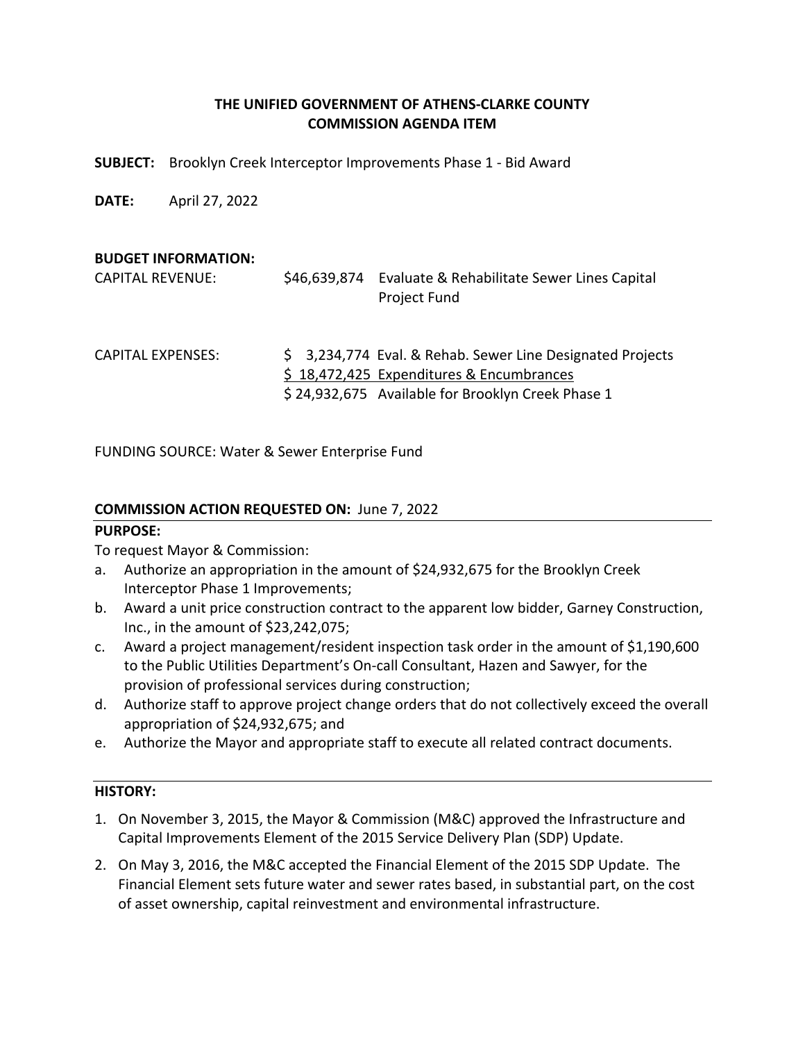**THE UNIFIED GOVERNMENT OF ATHENS-CLARKE COUNTY**
**COMMISSION AGENDA ITEM**

**SUBJECT:** Brooklyn Creek Interceptor Improvements Phase 1 - Bid Award

**DATE:** April 27, 2022

**BUDGET INFORMATION:**

| | | |
|---|---|---|
| CAPITAL REVENUE: | $46,639,874 | Evaluate & Rehabilitate Sewer Lines Capital Project Fund |
| CAPITAL EXPENSES: | $ 3,234,774 | Eval. & Rehab. Sewer Line Designated Projects |
| | $ 18,472,425 | Expenditures & Encumbrances |
| | $ 24,932,675 | Available for Brooklyn Creek Phase 1 |

FUNDING SOURCE: Water & Sewer Enterprise Fund

**COMMISSION ACTION REQUESTED ON:** June 7, 2022

**PURPOSE:**

To request Mayor & Commission:

a. Authorize an appropriation in the amount of $24,932,675 for the Brooklyn Creek Interceptor Phase 1 Improvements;
b. Award a unit price construction contract to the apparent low bidder, Garney Construction, Inc., in the amount of $23,242,075;
c. Award a project management/resident inspection task order in the amount of $1,190,600 to the Public Utilities Department's On-call Consultant, Hazen and Sawyer, for the provision of professional services during construction;
d. Authorize staff to approve project change orders that do not collectively exceed the overall appropriation of $24,932,675; and
e. Authorize the Mayor and appropriate staff to execute all related contract documents.

**HISTORY:**

1. On November 3, 2015, the Mayor & Commission (M&C) approved the Infrastructure and Capital Improvements Element of the 2015 Service Delivery Plan (SDP) Update.
2. On May 3, 2016, the M&C accepted the Financial Element of the 2015 SDP Update. The Financial Element sets future water and sewer rates based, in substantial part, on the cost of asset ownership, capital reinvestment and environmental infrastructure.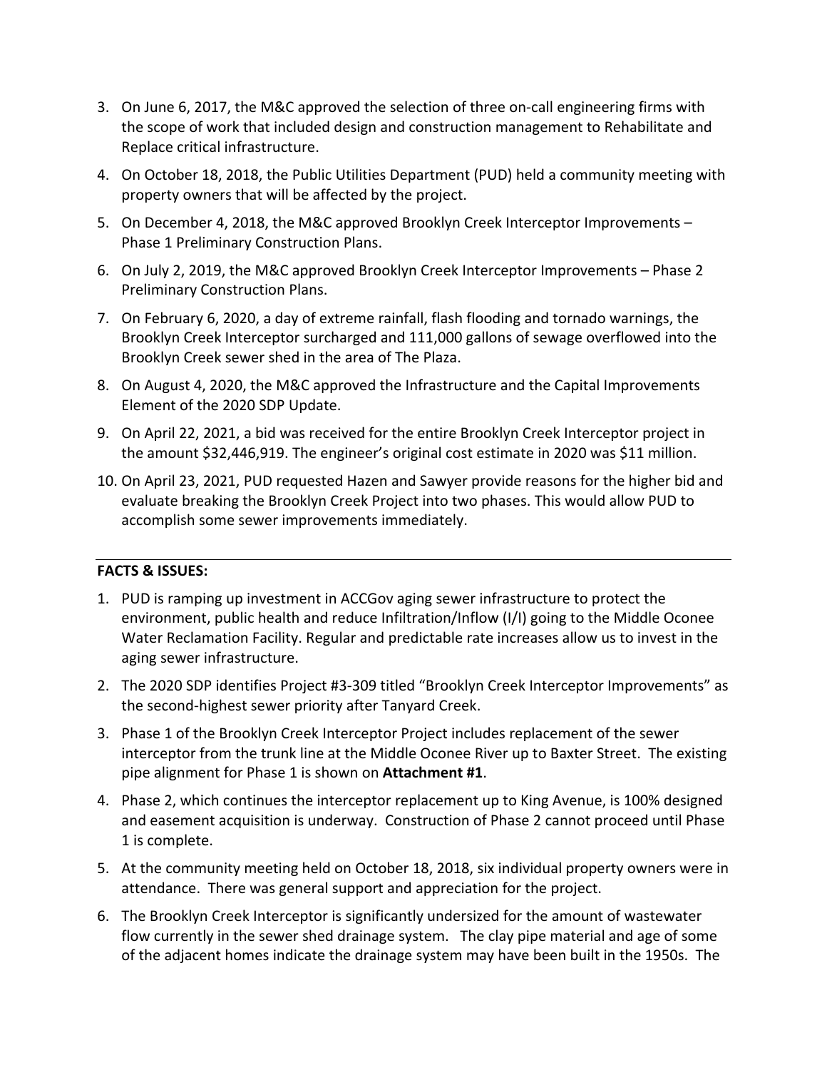3. On June 6, 2017, the M&C approved the selection of three on-call engineering firms with the scope of work that included design and construction management to Rehabilitate and Replace critical infrastructure.
4. On October 18, 2018, the Public Utilities Department (PUD) held a community meeting with property owners that will be affected by the project.
5. On December 4, 2018, the M&C approved Brooklyn Creek Interceptor Improvements – Phase 1 Preliminary Construction Plans.
6. On July 2, 2019, the M&C approved Brooklyn Creek Interceptor Improvements – Phase 2 Preliminary Construction Plans.
7. On February 6, 2020, a day of extreme rainfall, flash flooding and tornado warnings, the Brooklyn Creek Interceptor surcharged and 111,000 gallons of sewage overflowed into the Brooklyn Creek sewer shed in the area of The Plaza.
8. On August 4, 2020, the M&C approved the Infrastructure and the Capital Improvements Element of the 2020 SDP Update.
9. On April 22, 2021, a bid was received for the entire Brooklyn Creek Interceptor project in the amount $32,446,919. The engineer's original cost estimate in 2020 was $11 million.
10. On April 23, 2021, PUD requested Hazen and Sawyer provide reasons for the higher bid and evaluate breaking the Brooklyn Creek Project into two phases. This would allow PUD to accomplish some sewer improvements immediately.

**FACTS & ISSUES:**

1. PUD is ramping up investment in ACCGov aging sewer infrastructure to protect the environment, public health and reduce Infiltration/Inflow (I/I) going to the Middle Oconee Water Reclamation Facility. Regular and predictable rate increases allow us to invest in the aging sewer infrastructure.
2. The 2020 SDP identifies Project #3-309 titled "Brooklyn Creek Interceptor Improvements" as the second-highest sewer priority after Tanyard Creek.
3. Phase 1 of the Brooklyn Creek Interceptor Project includes replacement of the sewer interceptor from the trunk line at the Middle Oconee River up to Baxter Street. The existing pipe alignment for Phase 1 is shown on **Attachment #1**.
4. Phase 2, which continues the interceptor replacement up to King Avenue, is 100% designed and easement acquisition is underway. Construction of Phase 2 cannot proceed until Phase 1 is complete.
5. At the community meeting held on October 18, 2018, six individual property owners were in attendance. There was general support and appreciation for the project.
6. The Brooklyn Creek Interceptor is significantly undersized for the amount of wastewater flow currently in the sewer shed drainage system. The clay pipe material and age of some of the adjacent homes indicate the drainage system may have been built in the 1950s. The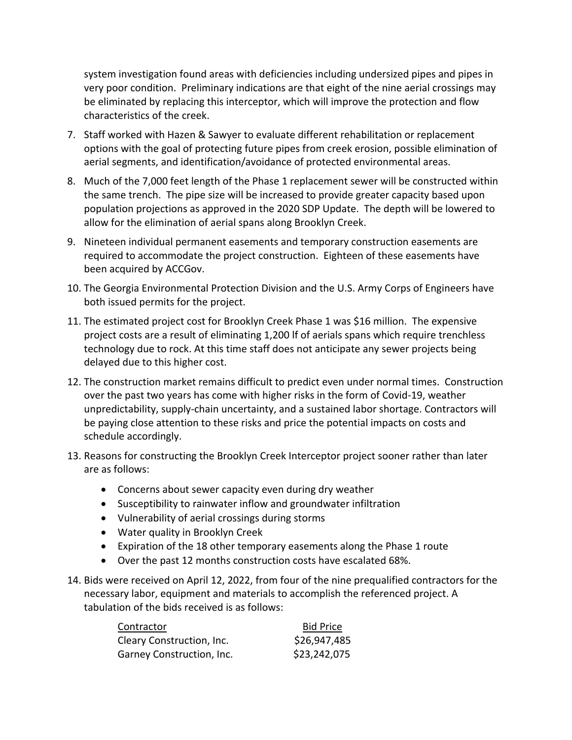system investigation found areas with deficiencies including undersized pipes and pipes in very poor condition. Preliminary indications are that eight of the nine aerial crossings may be eliminated by replacing this interceptor, which will improve the protection and flow characteristics of the creek.

7. Staff worked with Hazen & Sawyer to evaluate different rehabilitation or replacement options with the goal of protecting future pipes from creek erosion, possible elimination of aerial segments, and identification/avoidance of protected environmental areas.

8. Much of the 7,000 feet length of the Phase 1 replacement sewer will be constructed within the same trench. The pipe size will be increased to provide greater capacity based upon population projections as approved in the 2020 SDP Update. The depth will be lowered to allow for the elimination of aerial spans along Brooklyn Creek.

9. Nineteen individual permanent easements and temporary construction easements are required to accommodate the project construction. Eighteen of these easements have been acquired by ACCGov.

10. The Georgia Environmental Protection Division and the U.S. Army Corps of Engineers have both issued permits for the project.

11. The estimated project cost for Brooklyn Creek Phase 1 was $16 million. The expensive project costs are a result of eliminating 1,200 lf of aerials spans which require trenchless technology due to rock. At this time staff does not anticipate any sewer projects being delayed due to this higher cost.

12. The construction market remains difficult to predict even under normal times. Construction over the past two years has come with higher risks in the form of Covid-19, weather unpredictability, supply-chain uncertainty, and a sustained labor shortage. Contractors will be paying close attention to these risks and price the potential impacts on costs and schedule accordingly.

13. Reasons for constructing the Brooklyn Creek Interceptor project sooner rather than later are as follows:

    - Concerns about sewer capacity even during dry weather
    - Susceptibility to rainwater inflow and groundwater infiltration
    - Vulnerability of aerial crossings during storms
    - Water quality in Brooklyn Creek
    - Expiration of the 18 other temporary easements along the Phase 1 route
    - Over the past 12 months construction costs have escalated 68%.

14. Bids were received on April 12, 2022, from four of the nine prequalified contractors for the necessary labor, equipment and materials to accomplish the referenced project. A tabulation of the bids received is as follows:

| Contractor | Bid Price |
|---|---|
| Cleary Construction, Inc. | $26,947,485 |
| Garney Construction, Inc. | $23,242,075 |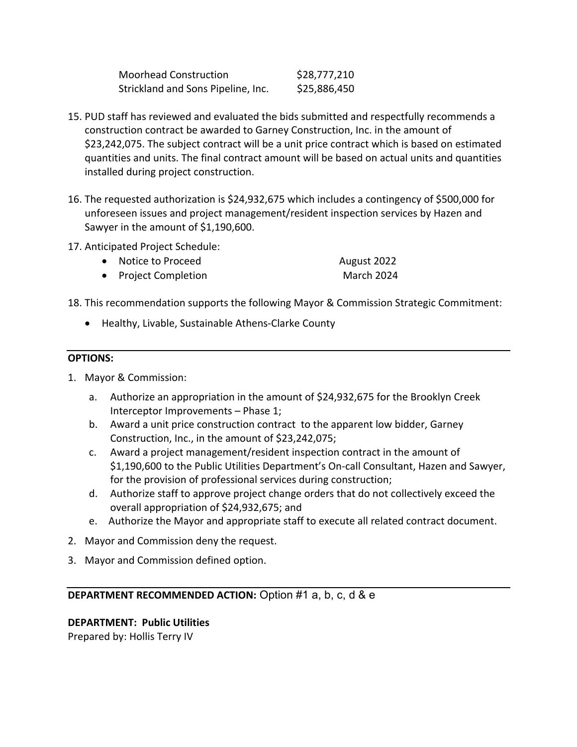| | |
|---|---|
| Moorhead Construction | $28,777,210 |
| Strickland and Sons Pipeline, Inc. | $25,886,450 |

15. PUD staff has reviewed and evaluated the bids submitted and respectfully recommends a construction contract be awarded to Garney Construction, Inc. in the amount of $23,242,075. The subject contract will be a unit price contract which is based on estimated quantities and units. The final contract amount will be based on actual units and quantities installed during project construction.

16. The requested authorization is $24,932,675 which includes a contingency of $500,000 for unforeseen issues and project management/resident inspection services by Hazen and Sawyer in the amount of $1,190,600.

17. Anticipated Project Schedule:
    - Notice to Proceed — August 2022
    - Project Completion — March 2024

18. This recommendation supports the following Mayor & Commission Strategic Commitment:
    - Healthy, Livable, Sustainable Athens-Clarke County

**OPTIONS:**

1. Mayor & Commission:
   a. Authorize an appropriation in the amount of $24,932,675 for the Brooklyn Creek Interceptor Improvements – Phase 1;
   b. Award a unit price construction contract to the apparent low bidder, Garney Construction, Inc., in the amount of $23,242,075;
   c. Award a project management/resident inspection contract in the amount of $1,190,600 to the Public Utilities Department's On-call Consultant, Hazen and Sawyer, for the provision of professional services during construction;
   d. Authorize staff to approve project change orders that do not collectively exceed the overall appropriation of $24,932,675; and
   e. Authorize the Mayor and appropriate staff to execute all related contract document.
2. Mayor and Commission deny the request.
3. Mayor and Commission defined option.

**DEPARTMENT RECOMMENDED ACTION:** Option #1 a, b, c, d & e

**DEPARTMENT: Public Utilities**
Prepared by: Hollis Terry IV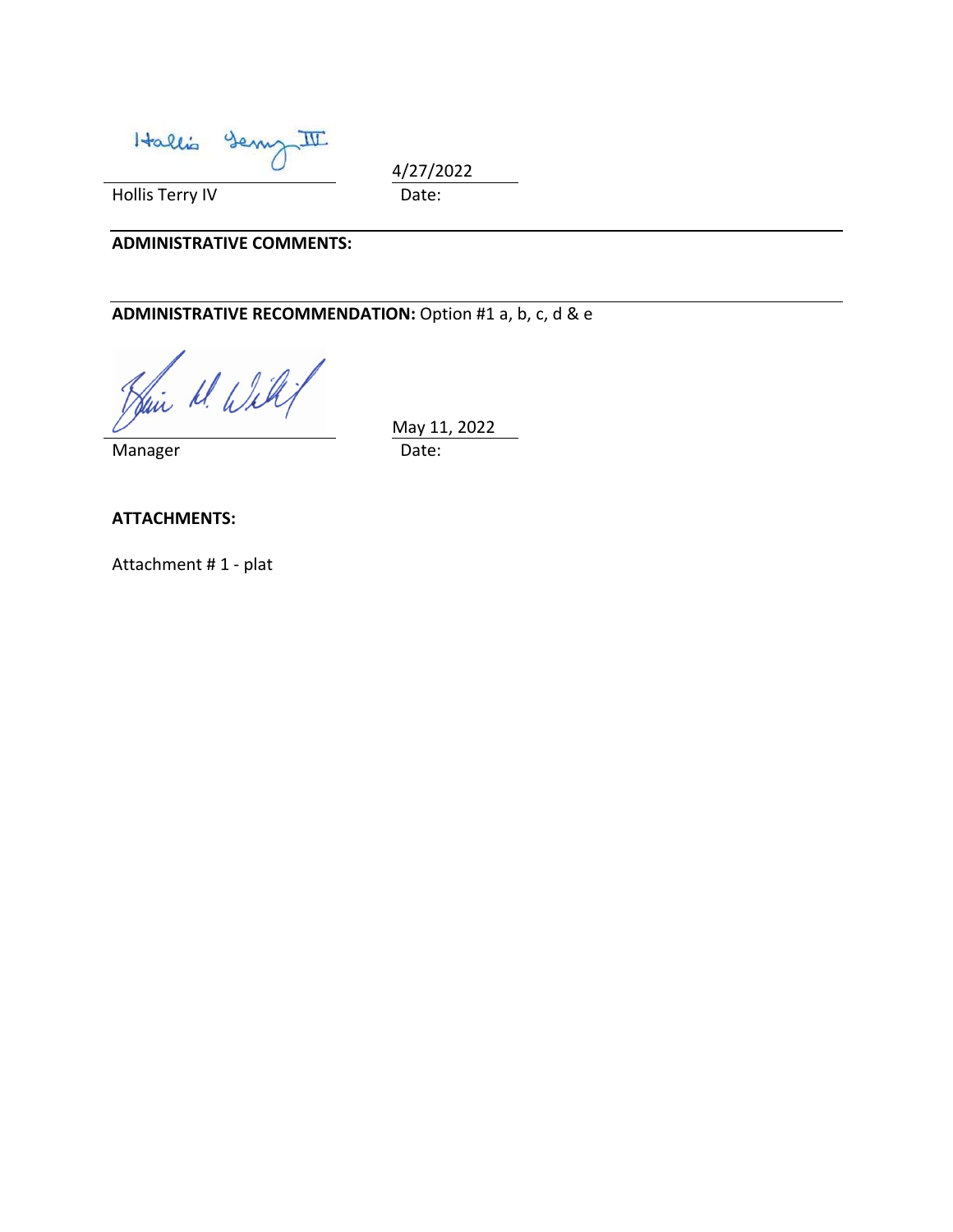Hollis Terry IV

Date: 4/27/2022

---

**ADMINISTRATIVE COMMENTS:**

---

**ADMINISTRATIVE RECOMMENDATION:** Option #1 a, b, c, d & e

Manager

Date: May 11, 2022

**ATTACHMENTS:**

Attachment # 1 - plat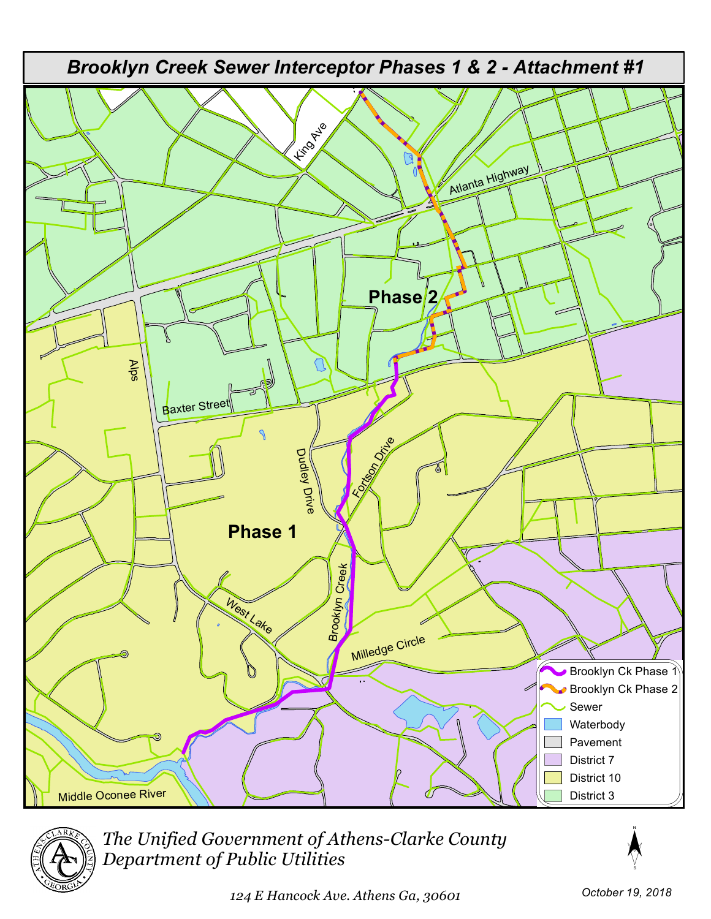# Brooklyn Creek Sewer Interceptor Phases 1 & 2 - Attachment #1

King Ave
Atlanta Highway
Phase 2
Alps
Baxter Street
Dudley Drive
Fortson Drive
Phase 1
Brooklyn Creek
West Lake
Milledge Circle
Middle Oconee River

Brooklyn Ck Phase 1
Brooklyn Ck Phase 2
Sewer
Waterbody
Pavement
District 7
District 10
District 3

*The Unified Government of Athens-Clarke County*
*Department of Public Utilities*

*124 E Hancock Ave. Athens Ga, 30601*

*October 19, 2018*